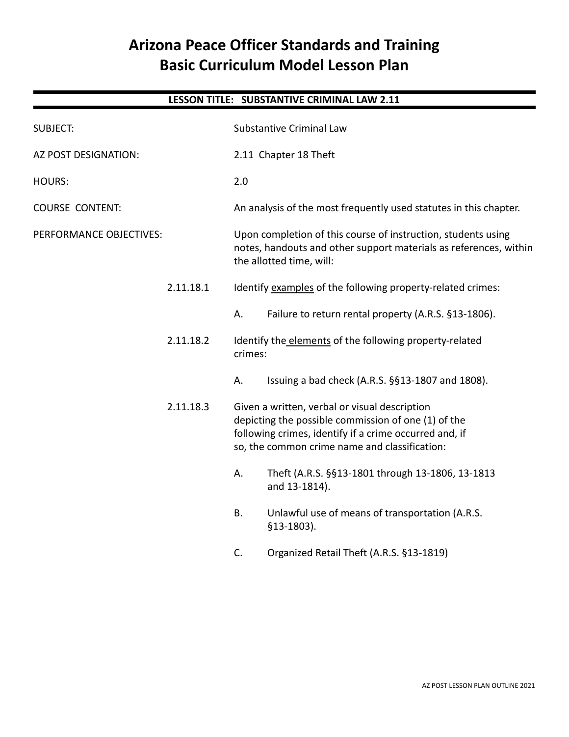# Arizona Peace Officer Standards and Training
# Basic Curriculum Model Lesson Plan

## LESSON TITLE: SUBSTANTIVE CRIMINAL LAW 2.11

SUBJECT: Substantive Criminal Law

AZ POST DESIGNATION: 2.11 Chapter 18 Theft

HOURS: 2.0

COURSE CONTENT: An analysis of the most frequently used statutes in this chapter.

PERFORMANCE OBJECTIVES: Upon completion of this course of instruction, students using notes, handouts and other support materials as references, within the allotted time, will:

2.11.18.1 Identify <u>examples</u> of the following property-related crimes:

- A. Failure to return rental property (A.R.S. §13-1806).

2.11.18.2 Identify the <u>elements</u> of the following property-related crimes:

- A. Issuing a bad check (A.R.S. §§13-1807 and 1808).

2.11.18.3 Given a written, verbal or visual description depicting the possible commission of one (1) of the following crimes, identify if a crime occurred and, if so, the common crime name and classification:

- A. Theft (A.R.S. §§13-1801 through 13-1806, 13-1813 and 13-1814).
- B. Unlawful use of means of transportation (A.R.S. §13-1803).
- C. Organized Retail Theft (A.R.S. §13-1819)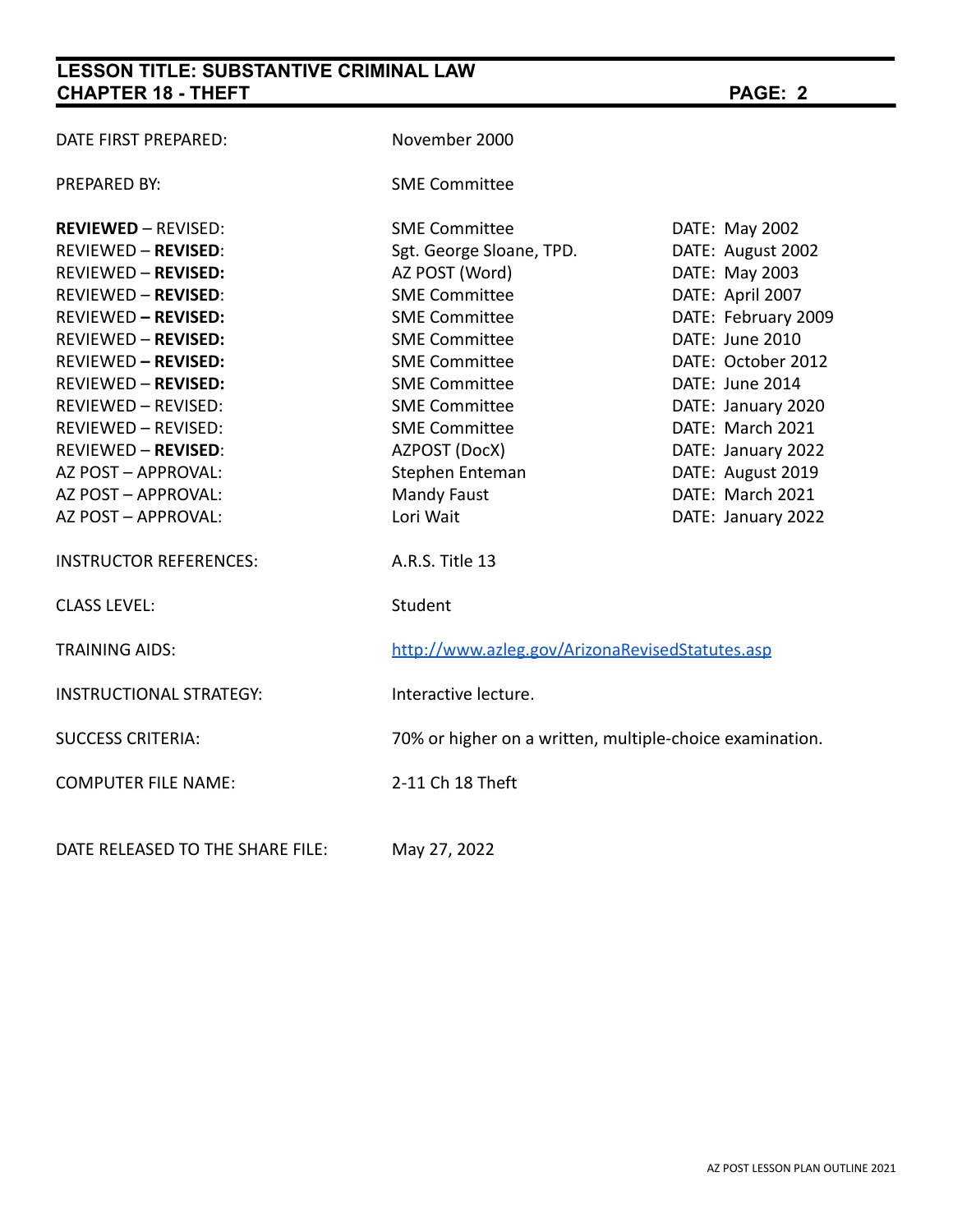| | | |
|---|---|---|
| DATE FIRST PREPARED: | November 2000 | |
| PREPARED BY: | SME Committee | |
| **REVIEWED** – REVISED: | SME Committee | DATE: May 2002 |
| REVIEWED – **REVISED**: | Sgt. George Sloane, TPD. | DATE: August 2002 |
| REVIEWED – **REVISED:** | AZ POST (Word) | DATE: May 2003 |
| REVIEWED – **REVISED**: | SME Committee | DATE: April 2007 |
| REVIEWED **– REVISED:** | SME Committee | DATE: February 2009 |
| REVIEWED – **REVISED:** | SME Committee | DATE: June 2010 |
| REVIEWED **– REVISED:** | SME Committee | DATE: October 2012 |
| REVIEWED – **REVISED:** | SME Committee | DATE: June 2014 |
| REVIEWED – REVISED: | SME Committee | DATE: January 2020 |
| REVIEWED – REVISED: | SME Committee | DATE: March 2021 |
| REVIEWED – **REVISED**: | AZPOST (DocX) | DATE: January 2022 |
| AZ POST – APPROVAL: | Stephen Enteman | DATE: August 2019 |
| AZ POST – APPROVAL: | Mandy Faust | DATE: March 2021 |
| AZ POST – APPROVAL: | Lori Wait | DATE: January 2022 |
| INSTRUCTOR REFERENCES: | A.R.S. Title 13 | |
| CLASS LEVEL: | Student | |
| TRAINING AIDS: | http://www.azleg.gov/ArizonaRevisedStatutes.asp | |
| INSTRUCTIONAL STRATEGY: | Interactive lecture. | |
| SUCCESS CRITERIA: | 70% or higher on a written, multiple-choice examination. | |
| COMPUTER FILE NAME: | 2-11 Ch 18 Theft | |
| DATE RELEASED TO THE SHARE FILE: | May 27, 2022 | |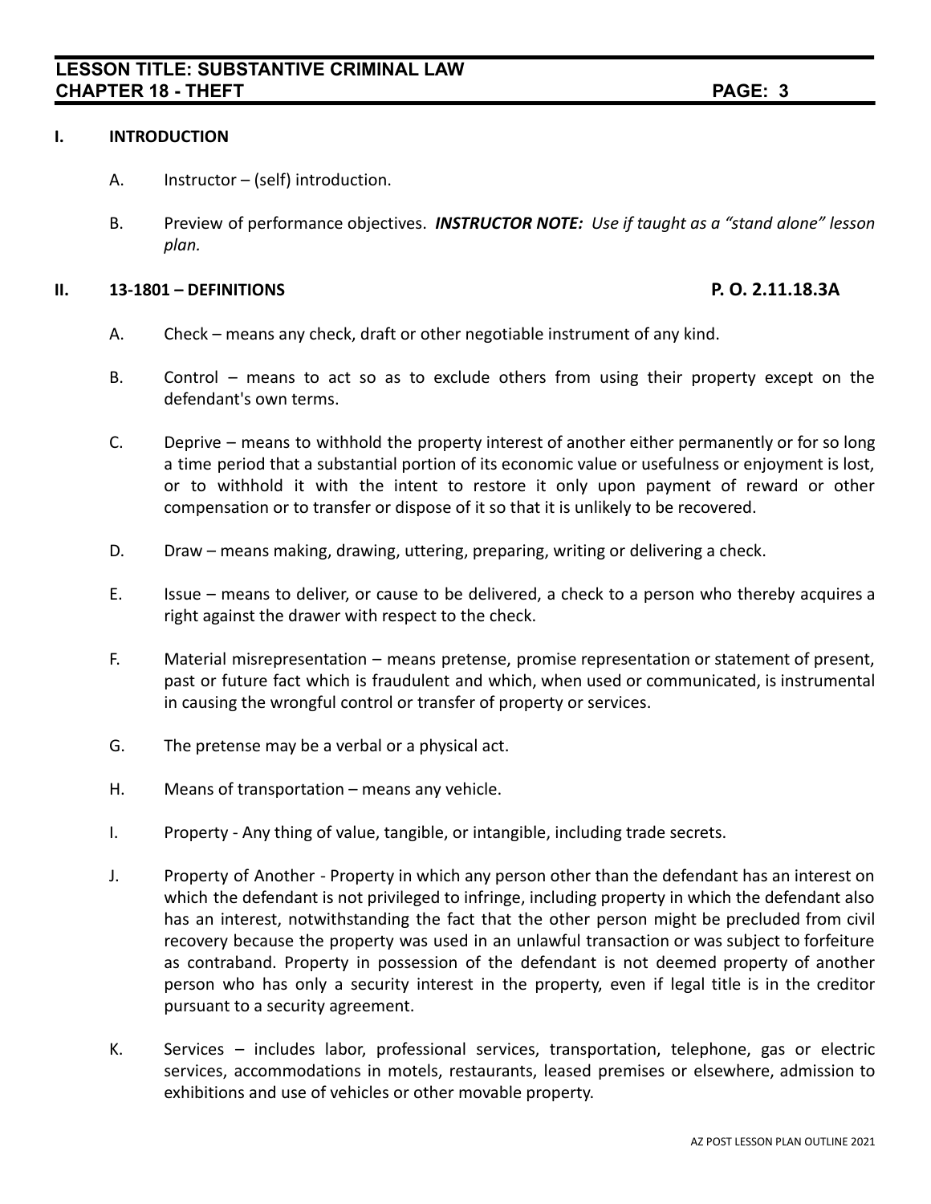## I. INTRODUCTION

A. Instructor – (self) introduction.

B. Preview of performance objectives. ***INSTRUCTOR NOTE:*** *Use if taught as a "stand alone" lesson plan.*

## II. 13-1801 – DEFINITIONS P. O. 2.11.18.3A

A. Check – means any check, draft or other negotiable instrument of any kind.

B. Control – means to act so as to exclude others from using their property except on the defendant's own terms.

C. Deprive – means to withhold the property interest of another either permanently or for so long a time period that a substantial portion of its economic value or usefulness or enjoyment is lost, or to withhold it with the intent to restore it only upon payment of reward or other compensation or to transfer or dispose of it so that it is unlikely to be recovered.

D. Draw – means making, drawing, uttering, preparing, writing or delivering a check.

E. Issue – means to deliver, or cause to be delivered, a check to a person who thereby acquires a right against the drawer with respect to the check.

F. Material misrepresentation – means pretense, promise representation or statement of present, past or future fact which is fraudulent and which, when used or communicated, is instrumental in causing the wrongful control or transfer of property or services.

G. The pretense may be a verbal or a physical act.

H. Means of transportation – means any vehicle.

I. Property - Any thing of value, tangible, or intangible, including trade secrets.

J. Property of Another - Property in which any person other than the defendant has an interest on which the defendant is not privileged to infringe, including property in which the defendant also has an interest, notwithstanding the fact that the other person might be precluded from civil recovery because the property was used in an unlawful transaction or was subject to forfeiture as contraband. Property in possession of the defendant is not deemed property of another person who has only a security interest in the property, even if legal title is in the creditor pursuant to a security agreement.

K. Services – includes labor, professional services, transportation, telephone, gas or electric services, accommodations in motels, restaurants, leased premises or elsewhere, admission to exhibitions and use of vehicles or other movable property.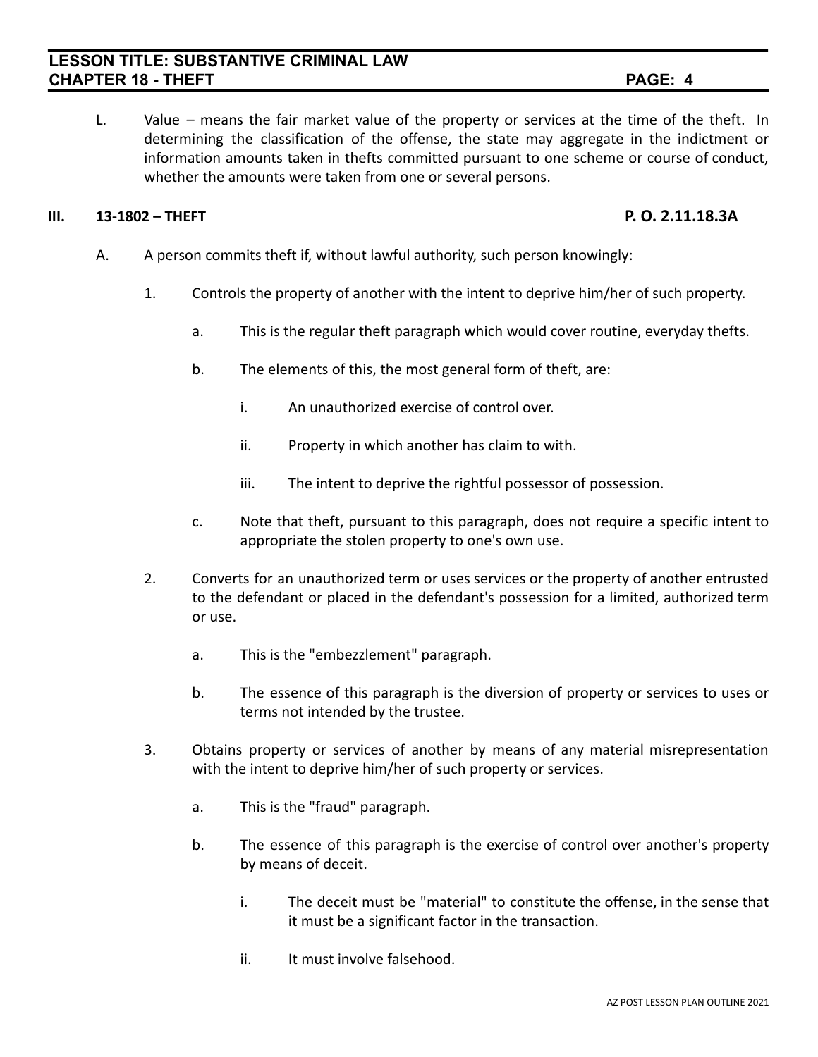L. Value – means the fair market value of the property or services at the time of the theft. In determining the classification of the offense, the state may aggregate in the indictment or information amounts taken in thefts committed pursuant to one scheme or course of conduct, whether the amounts were taken from one or several persons.

## III. 13-1802 – THEFT **P. O. 2.11.18.3A**

A. A person commits theft if, without lawful authority, such person knowingly:

1. Controls the property of another with the intent to deprive him/her of such property.

    a. This is the regular theft paragraph which would cover routine, everyday thefts.

    b. The elements of this, the most general form of theft, are:

        i. An unauthorized exercise of control over.

        ii. Property in which another has claim to with.

        iii. The intent to deprive the rightful possessor of possession.

    c. Note that theft, pursuant to this paragraph, does not require a specific intent to appropriate the stolen property to one's own use.

2. Converts for an unauthorized term or uses services or the property of another entrusted to the defendant or placed in the defendant's possession for a limited, authorized term or use.

    a. This is the "embezzlement" paragraph.

    b. The essence of this paragraph is the diversion of property or services to uses or terms not intended by the trustee.

3. Obtains property or services of another by means of any material misrepresentation with the intent to deprive him/her of such property or services.

    a. This is the "fraud" paragraph.

    b. The essence of this paragraph is the exercise of control over another's property by means of deceit.

        i. The deceit must be "material" to constitute the offense, in the sense that it must be a significant factor in the transaction.

        ii. It must involve falsehood.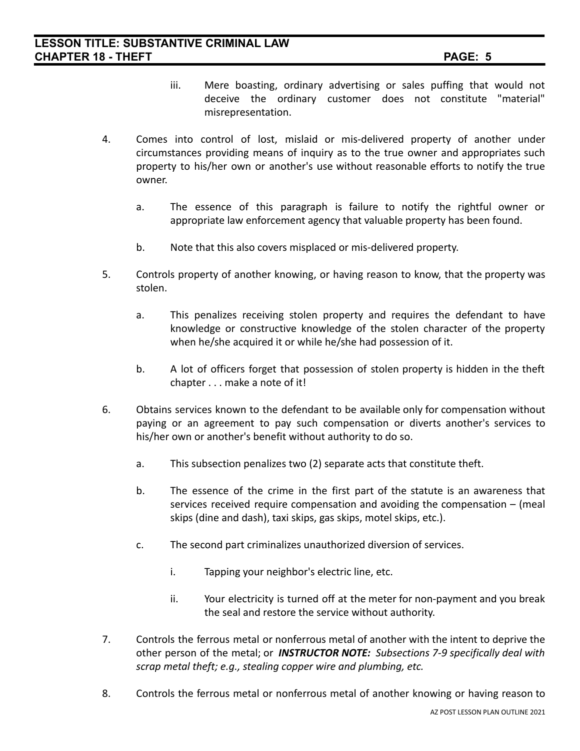iii. Mere boasting, ordinary advertising or sales puffing that would not deceive the ordinary customer does not constitute "material" misrepresentation.

4. Comes into control of lost, mislaid or mis-delivered property of another under circumstances providing means of inquiry as to the true owner and appropriates such property to his/her own or another's use without reasonable efforts to notify the true owner.

    a. The essence of this paragraph is failure to notify the rightful owner or appropriate law enforcement agency that valuable property has been found.

    b. Note that this also covers misplaced or mis-delivered property.

5. Controls property of another knowing, or having reason to know, that the property was stolen.

    a. This penalizes receiving stolen property and requires the defendant to have knowledge or constructive knowledge of the stolen character of the property when he/she acquired it or while he/she had possession of it.

    b. A lot of officers forget that possession of stolen property is hidden in the theft chapter . . . make a note of it!

6. Obtains services known to the defendant to be available only for compensation without paying or an agreement to pay such compensation or diverts another's services to his/her own or another's benefit without authority to do so.

    a. This subsection penalizes two (2) separate acts that constitute theft.

    b. The essence of the crime in the first part of the statute is an awareness that services received require compensation and avoiding the compensation – (meal skips (dine and dash), taxi skips, gas skips, motel skips, etc.).

    c. The second part criminalizes unauthorized diversion of services.

        i. Tapping your neighbor's electric line, etc.

        ii. Your electricity is turned off at the meter for non-payment and you break the seal and restore the service without authority.

7. Controls the ferrous metal or nonferrous metal of another with the intent to deprive the other person of the metal; or ***INSTRUCTOR NOTE:*** *Subsections 7-9 specifically deal with scrap metal theft; e.g., stealing copper wire and plumbing, etc.*

8. Controls the ferrous metal or nonferrous metal of another knowing or having reason to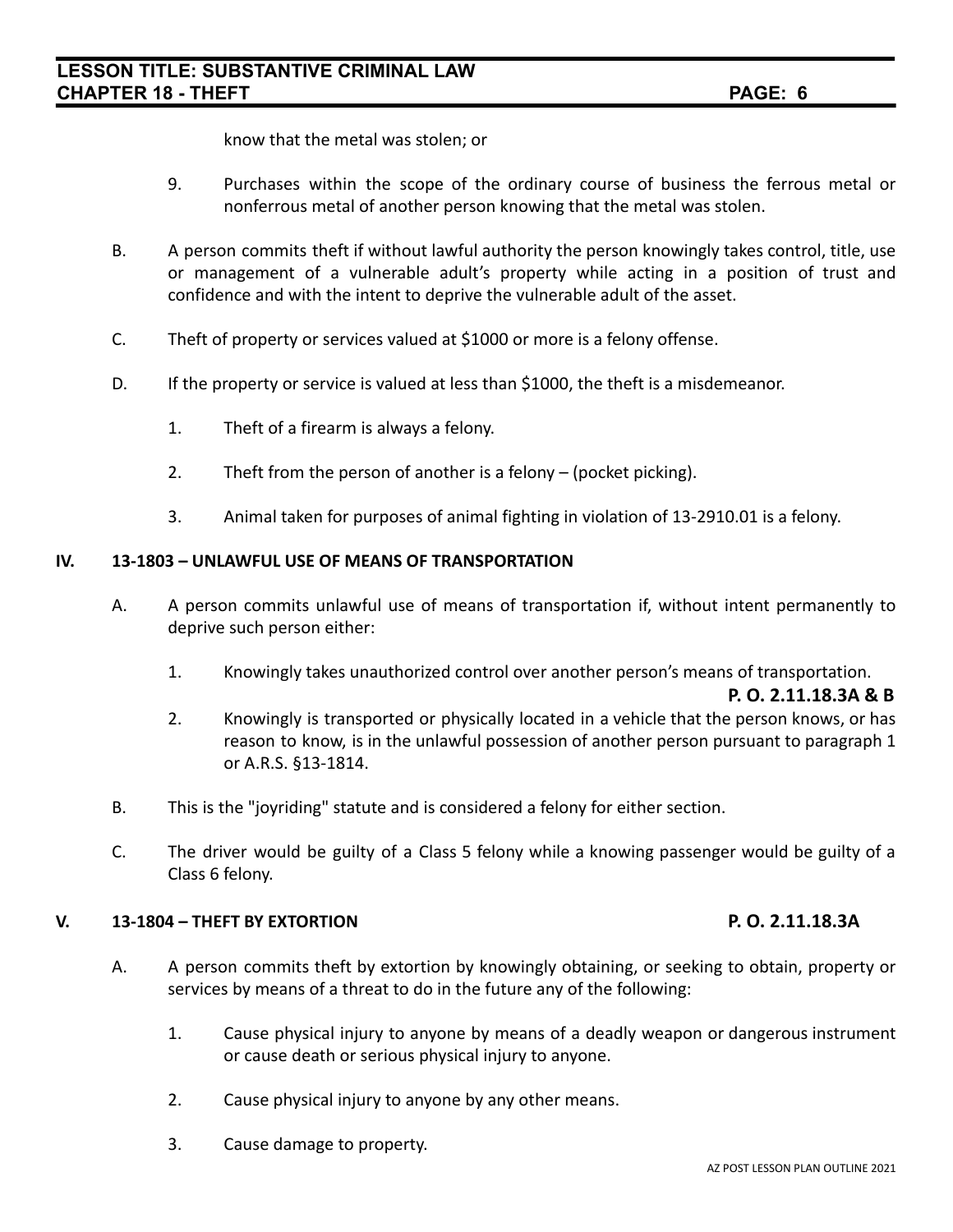know that the metal was stolen; or

9. Purchases within the scope of the ordinary course of business the ferrous metal or nonferrous metal of another person knowing that the metal was stolen.

B. A person commits theft if without lawful authority the person knowingly takes control, title, use or management of a vulnerable adult's property while acting in a position of trust and confidence and with the intent to deprive the vulnerable adult of the asset.

C. Theft of property or services valued at $1000 or more is a felony offense.

D. If the property or service is valued at less than $1000, the theft is a misdemeanor.

1. Theft of a firearm is always a felony.
2. Theft from the person of another is a felony – (pocket picking).
3. Animal taken for purposes of animal fighting in violation of 13-2910.01 is a felony.

## IV. 13-1803 – UNLAWFUL USE OF MEANS OF TRANSPORTATION

A. A person commits unlawful use of means of transportation if, without intent permanently to deprive such person either:

1. Knowingly takes unauthorized control over another person's means of transportation.

**P. O. 2.11.18.3A & B**

2. Knowingly is transported or physically located in a vehicle that the person knows, or has reason to know, is in the unlawful possession of another person pursuant to paragraph 1 or A.R.S. §13-1814.

B. This is the "joyriding" statute and is considered a felony for either section.

C. The driver would be guilty of a Class 5 felony while a knowing passenger would be guilty of a Class 6 felony.

## V. 13-1804 – THEFT BY EXTORTION

**P. O. 2.11.18.3A**

A. A person commits theft by extortion by knowingly obtaining, or seeking to obtain, property or services by means of a threat to do in the future any of the following:

1. Cause physical injury to anyone by means of a deadly weapon or dangerous instrument or cause death or serious physical injury to anyone.
2. Cause physical injury to anyone by any other means.
3. Cause damage to property.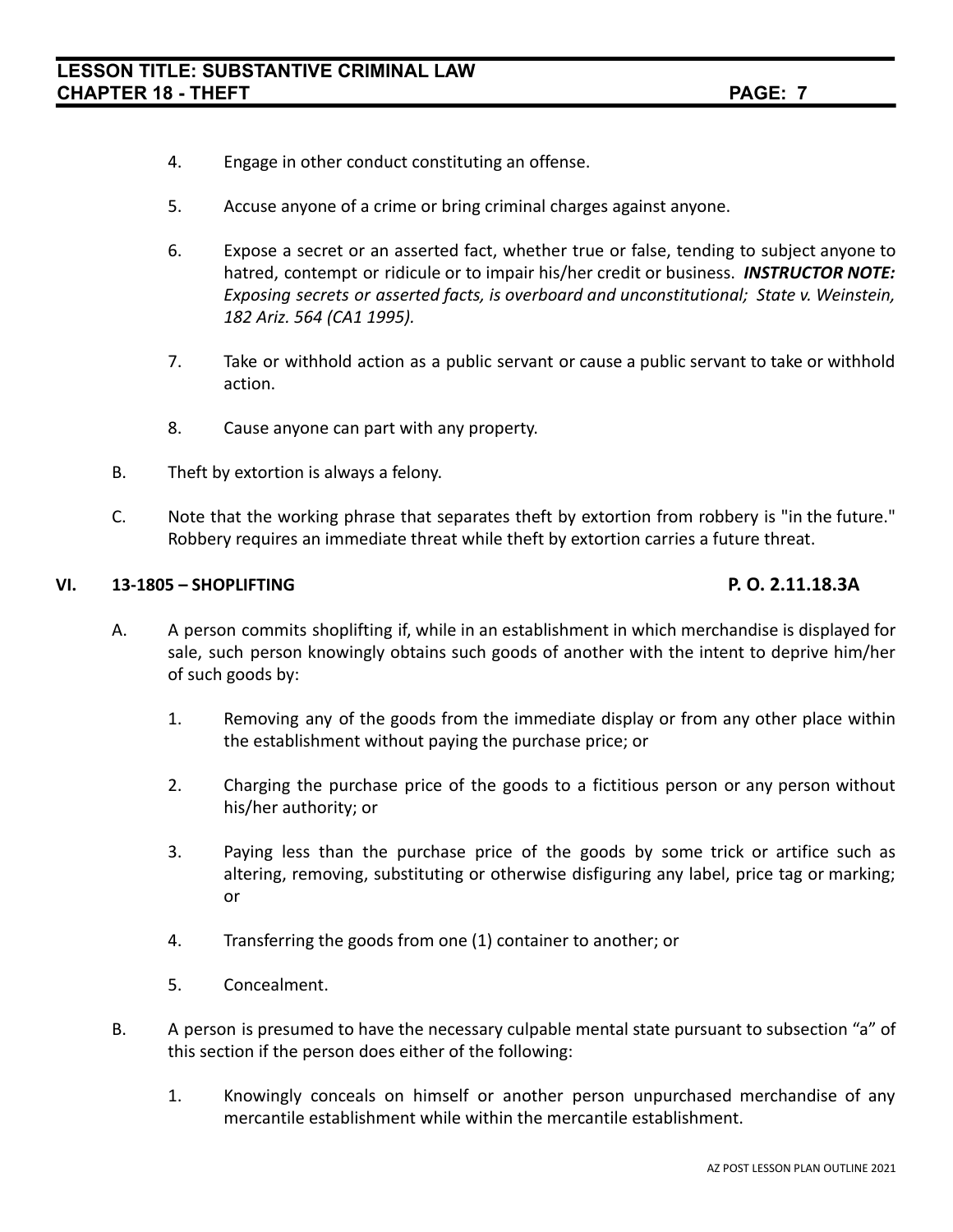4. Engage in other conduct constituting an offense.

5. Accuse anyone of a crime or bring criminal charges against anyone.

6. Expose a secret or an asserted fact, whether true or false, tending to subject anyone to hatred, contempt or ridicule or to impair his/her credit or business. ***INSTRUCTOR NOTE:*** *Exposing secrets or asserted facts, is overboard and unconstitutional; State v. Weinstein, 182 Ariz. 564 (CA1 1995).*

7. Take or withhold action as a public servant or cause a public servant to take or withhold action.

8. Cause anyone can part with any property.

B. Theft by extortion is always a felony.

C. Note that the working phrase that separates theft by extortion from robbery is "in the future." Robbery requires an immediate threat while theft by extortion carries a future threat.

## VI. 13-1805 – SHOPLIFTING — P. O. 2.11.18.3A

A. A person commits shoplifting if, while in an establishment in which merchandise is displayed for sale, such person knowingly obtains such goods of another with the intent to deprive him/her of such goods by:

1. Removing any of the goods from the immediate display or from any other place within the establishment without paying the purchase price; or

2. Charging the purchase price of the goods to a fictitious person or any person without his/her authority; or

3. Paying less than the purchase price of the goods by some trick or artifice such as altering, removing, substituting or otherwise disfiguring any label, price tag or marking; or

4. Transferring the goods from one (1) container to another; or

5. Concealment.

B. A person is presumed to have the necessary culpable mental state pursuant to subsection "a" of this section if the person does either of the following:

1. Knowingly conceals on himself or another person unpurchased merchandise of any mercantile establishment while within the mercantile establishment.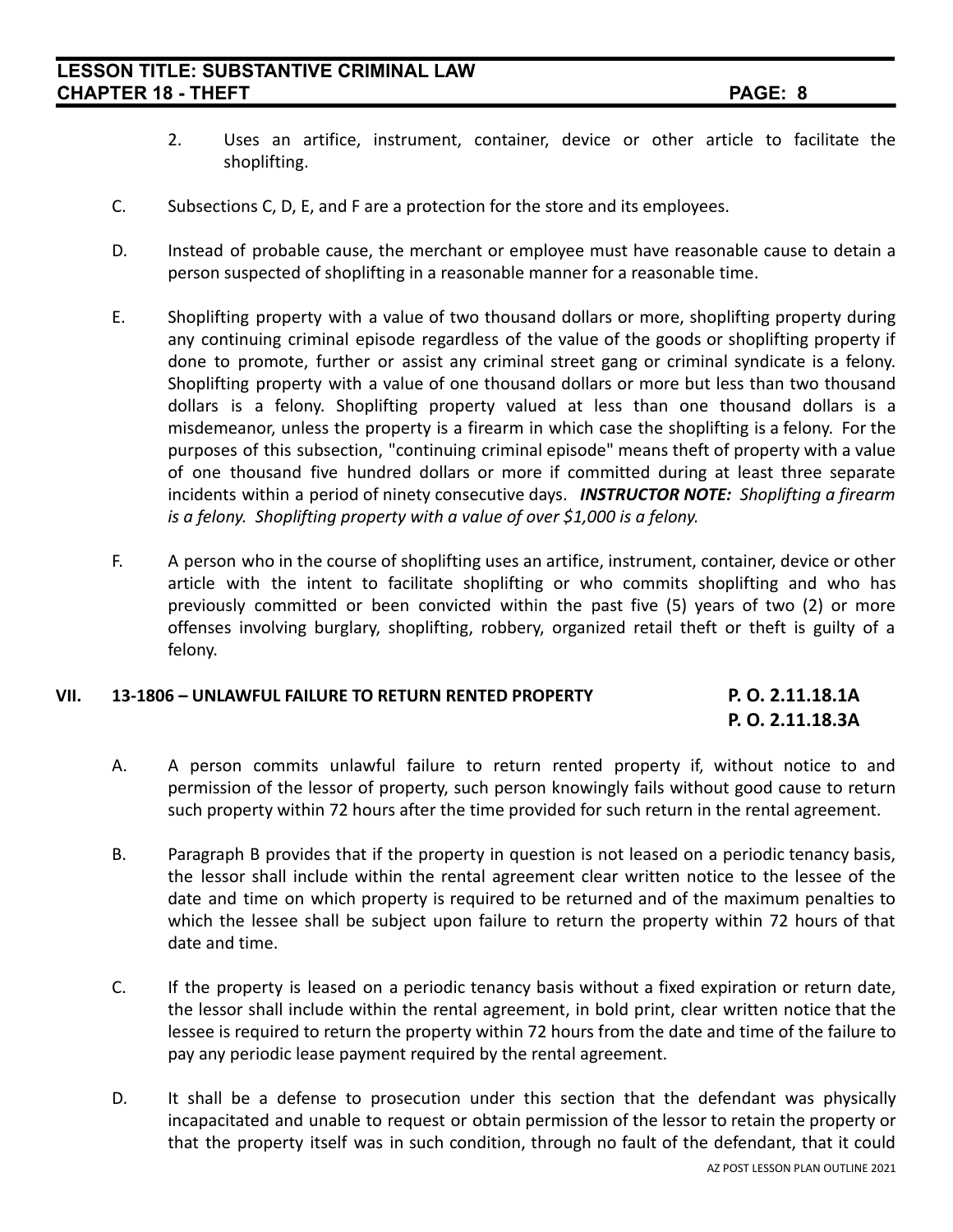2. Uses an artifice, instrument, container, device or other article to facilitate the shoplifting.

C. Subsections C, D, E, and F are a protection for the store and its employees.

D. Instead of probable cause, the merchant or employee must have reasonable cause to detain a person suspected of shoplifting in a reasonable manner for a reasonable time.

E. Shoplifting property with a value of two thousand dollars or more, shoplifting property during any continuing criminal episode regardless of the value of the goods or shoplifting property if done to promote, further or assist any criminal street gang or criminal syndicate is a felony. Shoplifting property with a value of one thousand dollars or more but less than two thousand dollars is a felony. Shoplifting property valued at less than one thousand dollars is a misdemeanor, unless the property is a firearm in which case the shoplifting is a felony. For the purposes of this subsection, "continuing criminal episode" means theft of property with a value of one thousand five hundred dollars or more if committed during at least three separate incidents within a period of ninety consecutive days. ***INSTRUCTOR NOTE:*** *Shoplifting a firearm is a felony. Shoplifting property with a value of over $1,000 is a felony.*

F. A person who in the course of shoplifting uses an artifice, instrument, container, device or other article with the intent to facilitate shoplifting or who commits shoplifting and who has previously committed or been convicted within the past five (5) years of two (2) or more offenses involving burglary, shoplifting, robbery, organized retail theft or theft is guilty of a felony.

## VII. 13-1806 – UNLAWFUL FAILURE TO RETURN RENTED PROPERTY

**P. O. 2.11.18.1A**
**P. O. 2.11.18.3A**

A. A person commits unlawful failure to return rented property if, without notice to and permission of the lessor of property, such person knowingly fails without good cause to return such property within 72 hours after the time provided for such return in the rental agreement.

B. Paragraph B provides that if the property in question is not leased on a periodic tenancy basis, the lessor shall include within the rental agreement clear written notice to the lessee of the date and time on which property is required to be returned and of the maximum penalties to which the lessee shall be subject upon failure to return the property within 72 hours of that date and time.

C. If the property is leased on a periodic tenancy basis without a fixed expiration or return date, the lessor shall include within the rental agreement, in bold print, clear written notice that the lessee is required to return the property within 72 hours from the date and time of the failure to pay any periodic lease payment required by the rental agreement.

D. It shall be a defense to prosecution under this section that the defendant was physically incapacitated and unable to request or obtain permission of the lessor to retain the property or that the property itself was in such condition, through no fault of the defendant, that it could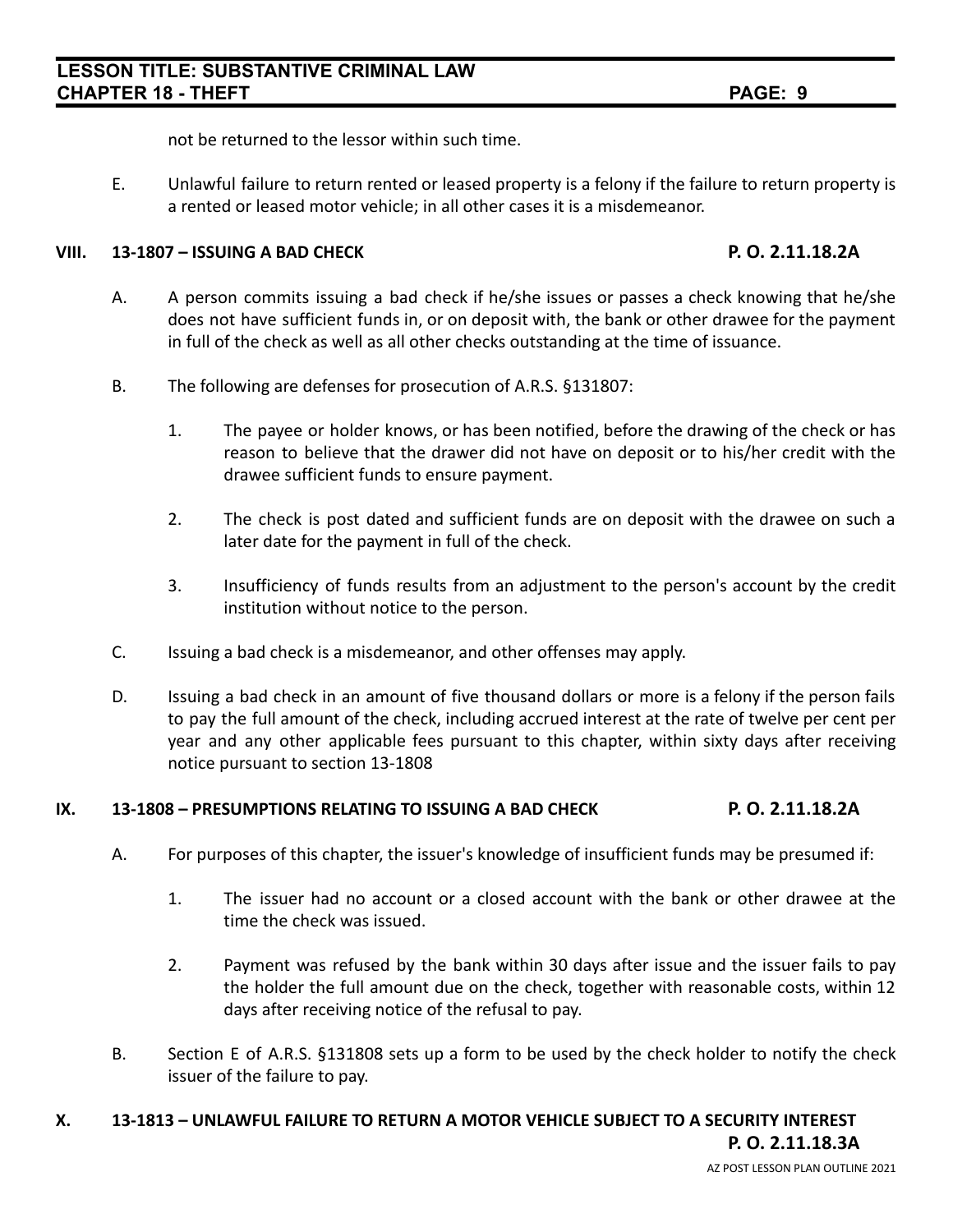not be returned to the lessor within such time.

E. Unlawful failure to return rented or leased property is a felony if the failure to return property is a rented or leased motor vehicle; in all other cases it is a misdemeanor.

## VIII. 13-1807 – ISSUING A BAD CHECK **P. O. 2.11.18.2A**

A. A person commits issuing a bad check if he/she issues or passes a check knowing that he/she does not have sufficient funds in, or on deposit with, the bank or other drawee for the payment in full of the check as well as all other checks outstanding at the time of issuance.

B. The following are defenses for prosecution of A.R.S. §131807:

1. The payee or holder knows, or has been notified, before the drawing of the check or has reason to believe that the drawer did not have on deposit or to his/her credit with the drawee sufficient funds to ensure payment.

2. The check is post dated and sufficient funds are on deposit with the drawee on such a later date for the payment in full of the check.

3. Insufficiency of funds results from an adjustment to the person's account by the credit institution without notice to the person.

C. Issuing a bad check is a misdemeanor, and other offenses may apply.

D. Issuing a bad check in an amount of five thousand dollars or more is a felony if the person fails to pay the full amount of the check, including accrued interest at the rate of twelve per cent per year and any other applicable fees pursuant to this chapter, within sixty days after receiving notice pursuant to section 13-1808

## IX. 13-1808 – PRESUMPTIONS RELATING TO ISSUING A BAD CHECK **P. O. 2.11.18.2A**

A. For purposes of this chapter, the issuer's knowledge of insufficient funds may be presumed if:

1. The issuer had no account or a closed account with the bank or other drawee at the time the check was issued.

2. Payment was refused by the bank within 30 days after issue and the issuer fails to pay the holder the full amount due on the check, together with reasonable costs, within 12 days after receiving notice of the refusal to pay.

B. Section E of A.R.S. §131808 sets up a form to be used by the check holder to notify the check issuer of the failure to pay.

## X. 13-1813 – UNLAWFUL FAILURE TO RETURN A MOTOR VEHICLE SUBJECT TO A SECURITY INTEREST **P. O. 2.11.18.3A**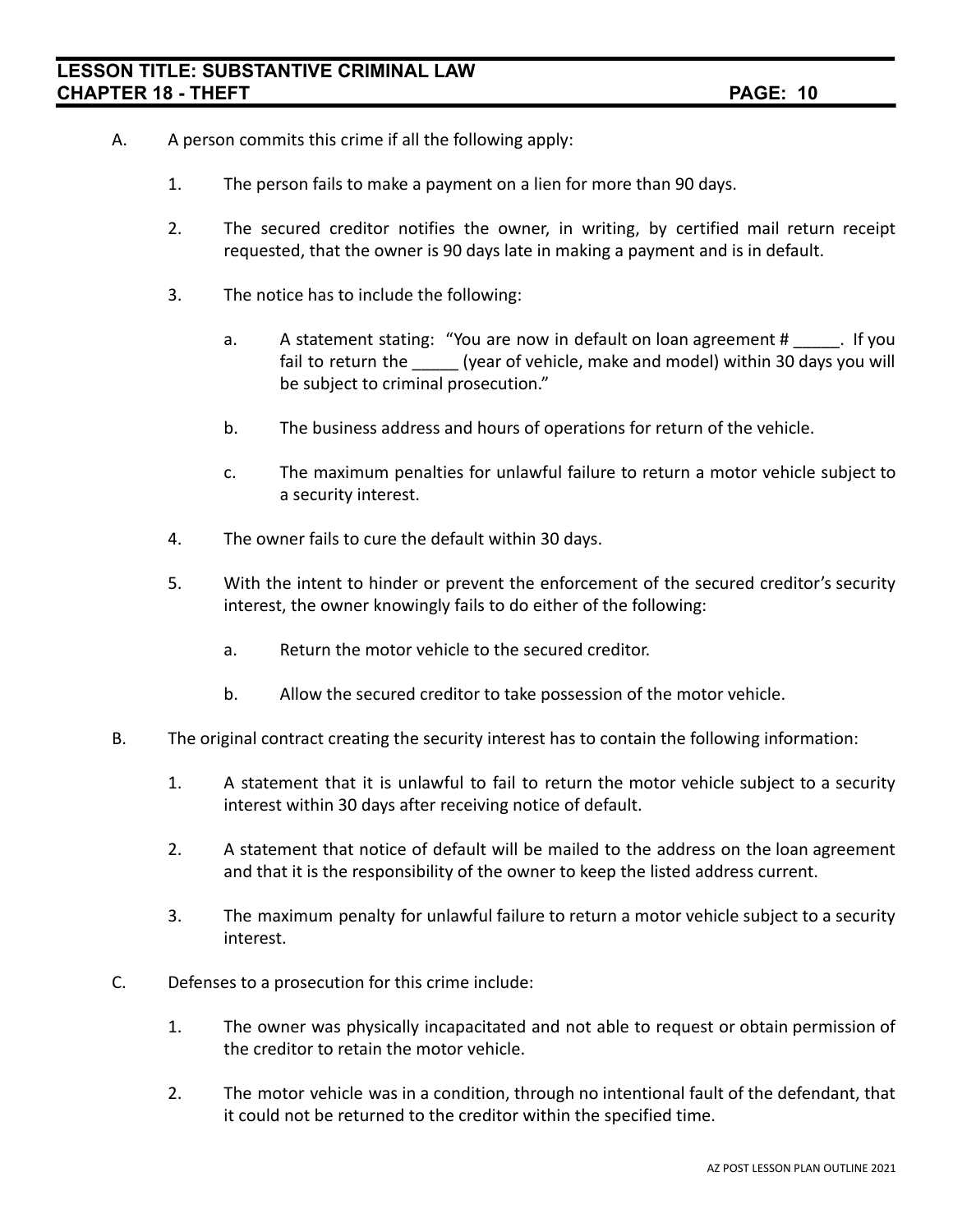A. A person commits this crime if all the following apply:

   1. The person fails to make a payment on a lien for more than 90 days.

   2. The secured creditor notifies the owner, in writing, by certified mail return receipt requested, that the owner is 90 days late in making a payment and is in default.

   3. The notice has to include the following:

      a. A statement stating: "You are now in default on loan agreement # _____. If you fail to return the _____ (year of vehicle, make and model) within 30 days you will be subject to criminal prosecution."

      b. The business address and hours of operations for return of the vehicle.

      c. The maximum penalties for unlawful failure to return a motor vehicle subject to a security interest.

   4. The owner fails to cure the default within 30 days.

   5. With the intent to hinder or prevent the enforcement of the secured creditor's security interest, the owner knowingly fails to do either of the following:

      a. Return the motor vehicle to the secured creditor.

      b. Allow the secured creditor to take possession of the motor vehicle.

B. The original contract creating the security interest has to contain the following information:

   1. A statement that it is unlawful to fail to return the motor vehicle subject to a security interest within 30 days after receiving notice of default.

   2. A statement that notice of default will be mailed to the address on the loan agreement and that it is the responsibility of the owner to keep the listed address current.

   3. The maximum penalty for unlawful failure to return a motor vehicle subject to a security interest.

C. Defenses to a prosecution for this crime include:

   1. The owner was physically incapacitated and not able to request or obtain permission of the creditor to retain the motor vehicle.

   2. The motor vehicle was in a condition, through no intentional fault of the defendant, that it could not be returned to the creditor within the specified time.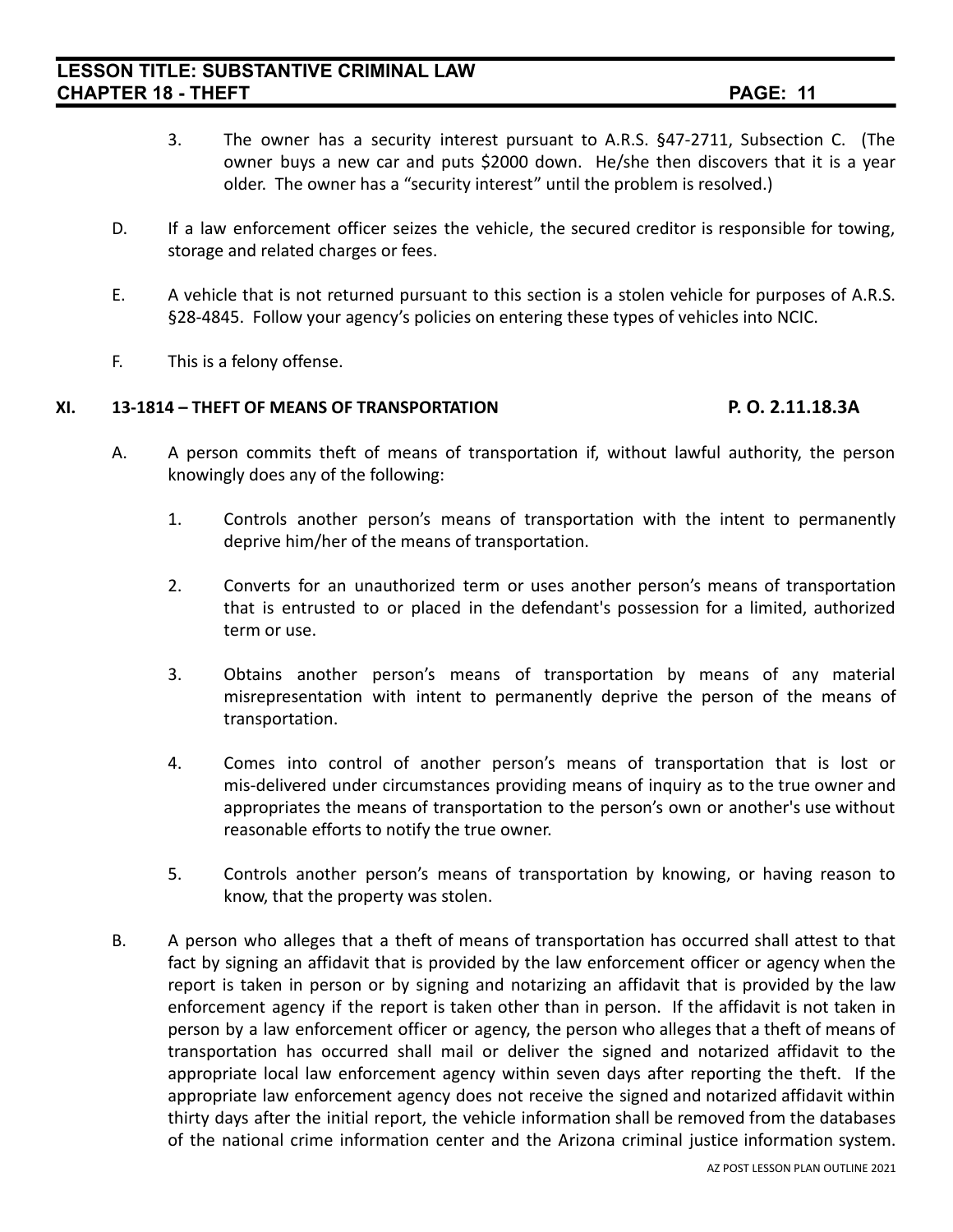3. The owner has a security interest pursuant to A.R.S. §47-2711, Subsection C. (The owner buys a new car and puts $2000 down. He/she then discovers that it is a year older. The owner has a "security interest" until the problem is resolved.)

D. If a law enforcement officer seizes the vehicle, the secured creditor is responsible for towing, storage and related charges or fees.

E. A vehicle that is not returned pursuant to this section is a stolen vehicle for purposes of A.R.S. §28-4845. Follow your agency's policies on entering these types of vehicles into NCIC.

F. This is a felony offense.

## XI. 13-1814 – THEFT OF MEANS OF TRANSPORTATION — P. O. 2.11.18.3A

A. A person commits theft of means of transportation if, without lawful authority, the person knowingly does any of the following:

1. Controls another person's means of transportation with the intent to permanently deprive him/her of the means of transportation.

2. Converts for an unauthorized term or uses another person's means of transportation that is entrusted to or placed in the defendant's possession for a limited, authorized term or use.

3. Obtains another person's means of transportation by means of any material misrepresentation with intent to permanently deprive the person of the means of transportation.

4. Comes into control of another person's means of transportation that is lost or mis-delivered under circumstances providing means of inquiry as to the true owner and appropriates the means of transportation to the person's own or another's use without reasonable efforts to notify the true owner.

5. Controls another person's means of transportation by knowing, or having reason to know, that the property was stolen.

B. A person who alleges that a theft of means of transportation has occurred shall attest to that fact by signing an affidavit that is provided by the law enforcement officer or agency when the report is taken in person or by signing and notarizing an affidavit that is provided by the law enforcement agency if the report is taken other than in person. If the affidavit is not taken in person by a law enforcement officer or agency, the person who alleges that a theft of means of transportation has occurred shall mail or deliver the signed and notarized affidavit to the appropriate local law enforcement agency within seven days after reporting the theft. If the appropriate law enforcement agency does not receive the signed and notarized affidavit within thirty days after the initial report, the vehicle information shall be removed from the databases of the national crime information center and the Arizona criminal justice information system.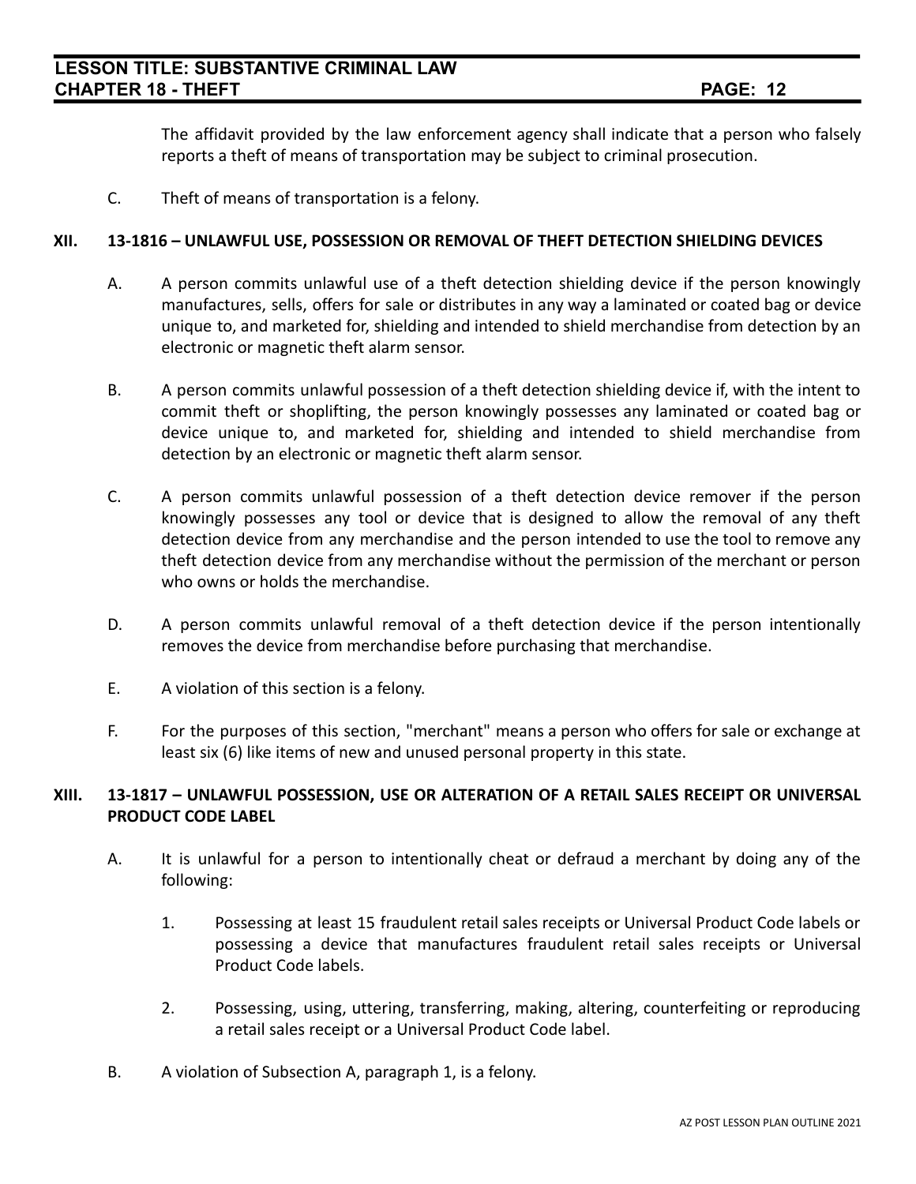The affidavit provided by the law enforcement agency shall indicate that a person who falsely reports a theft of means of transportation may be subject to criminal prosecution.

C. Theft of means of transportation is a felony.

## XII. 13-1816 – UNLAWFUL USE, POSSESSION OR REMOVAL OF THEFT DETECTION SHIELDING DEVICES

A. A person commits unlawful use of a theft detection shielding device if the person knowingly manufactures, sells, offers for sale or distributes in any way a laminated or coated bag or device unique to, and marketed for, shielding and intended to shield merchandise from detection by an electronic or magnetic theft alarm sensor.

B. A person commits unlawful possession of a theft detection shielding device if, with the intent to commit theft or shoplifting, the person knowingly possesses any laminated or coated bag or device unique to, and marketed for, shielding and intended to shield merchandise from detection by an electronic or magnetic theft alarm sensor.

C. A person commits unlawful possession of a theft detection device remover if the person knowingly possesses any tool or device that is designed to allow the removal of any theft detection device from any merchandise and the person intended to use the tool to remove any theft detection device from any merchandise without the permission of the merchant or person who owns or holds the merchandise.

D. A person commits unlawful removal of a theft detection device if the person intentionally removes the device from merchandise before purchasing that merchandise.

E. A violation of this section is a felony.

F. For the purposes of this section, "merchant" means a person who offers for sale or exchange at least six (6) like items of new and unused personal property in this state.

## XIII. 13-1817 – UNLAWFUL POSSESSION, USE OR ALTERATION OF A RETAIL SALES RECEIPT OR UNIVERSAL PRODUCT CODE LABEL

A. It is unlawful for a person to intentionally cheat or defraud a merchant by doing any of the following:

1. Possessing at least 15 fraudulent retail sales receipts or Universal Product Code labels or possessing a device that manufactures fraudulent retail sales receipts or Universal Product Code labels.

2. Possessing, using, uttering, transferring, making, altering, counterfeiting or reproducing a retail sales receipt or a Universal Product Code label.

B. A violation of Subsection A, paragraph 1, is a felony.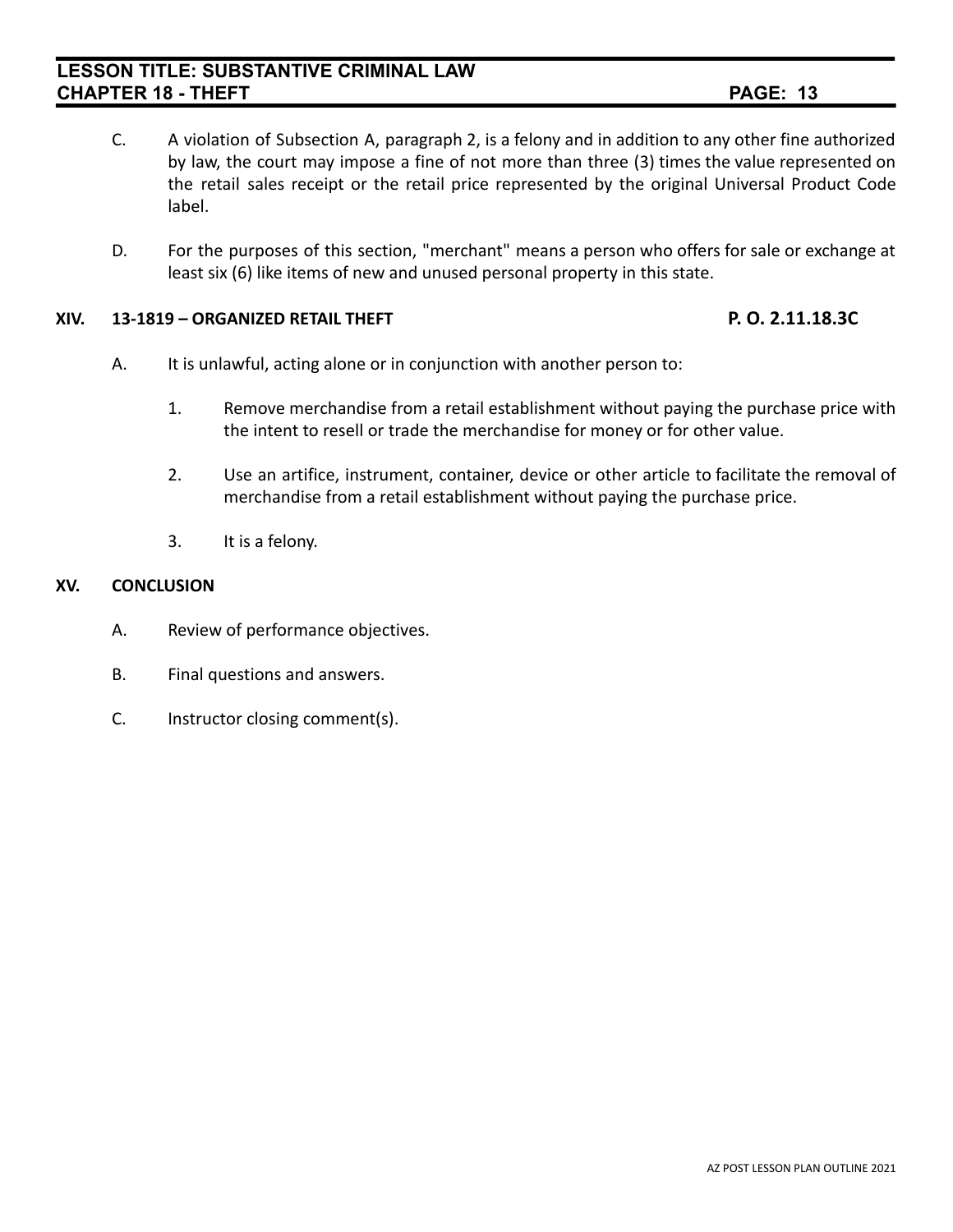C. A violation of Subsection A, paragraph 2, is a felony and in addition to any other fine authorized by law, the court may impose a fine of not more than three (3) times the value represented on the retail sales receipt or the retail price represented by the original Universal Product Code label.

D. For the purposes of this section, "merchant" means a person who offers for sale or exchange at least six (6) like items of new and unused personal property in this state.

## XIV. 13-1819 – ORGANIZED RETAIL THEFT **P. O. 2.11.18.3C**

A. It is unlawful, acting alone or in conjunction with another person to:

1. Remove merchandise from a retail establishment without paying the purchase price with the intent to resell or trade the merchandise for money or for other value.

2. Use an artifice, instrument, container, device or other article to facilitate the removal of merchandise from a retail establishment without paying the purchase price.

3. It is a felony.

## XV. CONCLUSION

A. Review of performance objectives.

B. Final questions and answers.

C. Instructor closing comment(s).